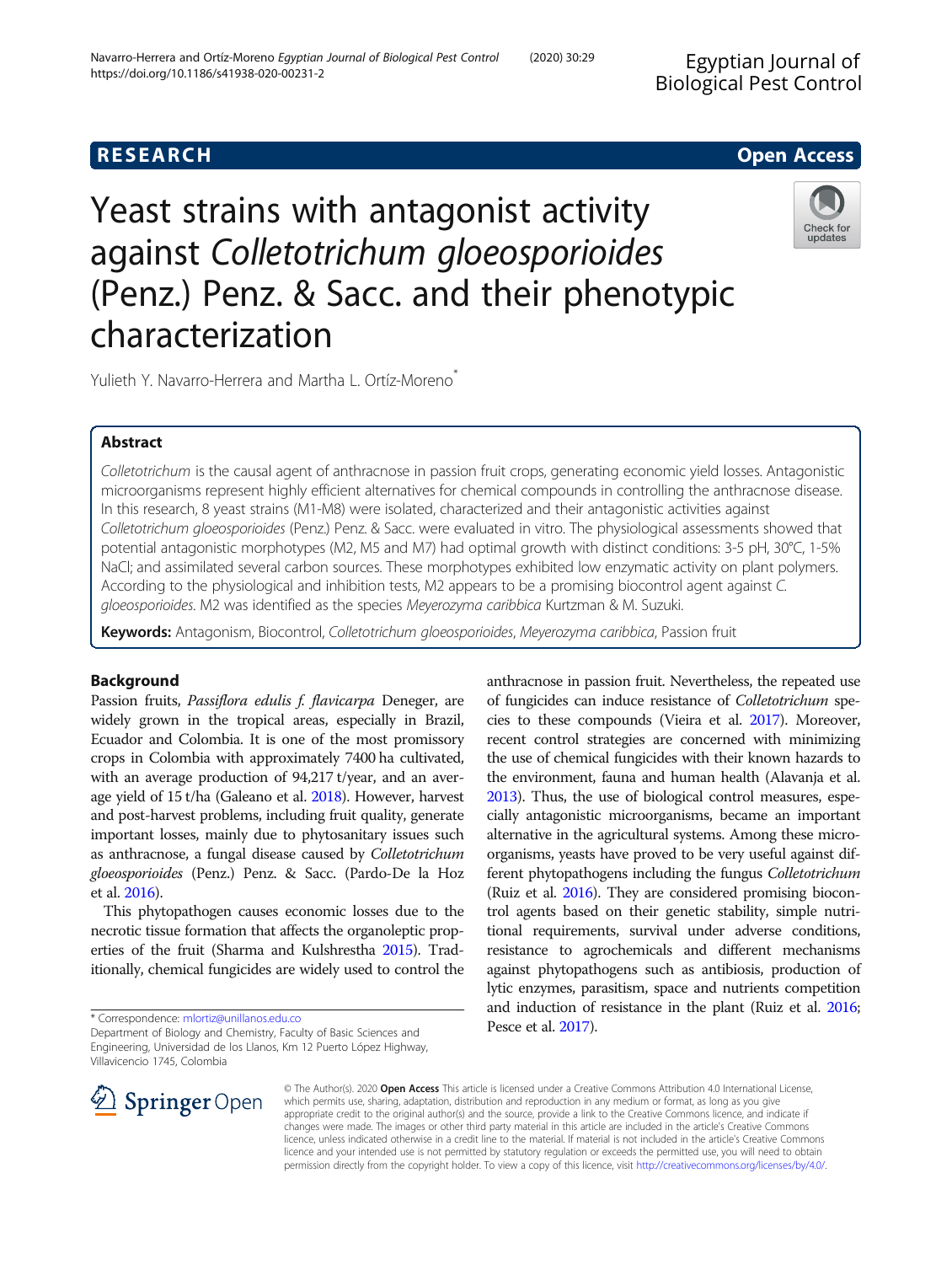RESEARCH Open Access

# Yeast strains with antagonist activity against *Colletotrichum gloeosporioides* (Penz.) Penz. & Sacc. and their phenotypic characterization

Yulieth Y. Navarro-Herrera and Martha L. Ortíz-Moreno*

## Abstract

*Colletotrichum* is the causal agent of anthracnose in passion fruit crops, generating economic yield losses. Antagonistic microorganisms represent highly efficient alternatives for chemical compounds in controlling the anthracnose disease. In this research, 8 yeast strains (M1-M8) were isolated, characterized and their antagonistic activities against *Colletotrichum gloeosporioides* (Penz.) Penz. & Sacc. were evaluated in vitro. The physiological assessments showed that potential antagonistic morphotypes (M2, M5 and M7) had optimal growth with distinct conditions: 3-5 pH, 30°C, 1-5% NaCl; and assimilated several carbon sources. These morphotypes exhibited low enzymatic activity on plant polymers. According to the physiological and inhibition tests, M2 appears to be a promising biocontrol agent against *C. gloeosporioides*. M2 was identified as the species *Meyerozyma caribbica* Kurtzman & M. Suzuki.

**Keywords:** Antagonism, Biocontrol, *Colletotrichum gloeosporioides*, *Meyerozyma caribbica*, Passion fruit

## Background

Passion fruits, *Passiflora edulis f. flavicarpa* Deneger, are widely grown in the tropical areas, especially in Brazil, Ecuador and Colombia. It is one of the most promissory crops in Colombia with approximately 7400 ha cultivated, with an average production of 94,217 t/year, and an average yield of 15 t/ha (Galeano et al. 2018). However, harvest and post-harvest problems, including fruit quality, generate important losses, mainly due to phytosanitary issues such as anthracnose, a fungal disease caused by *Colletotrichum gloeosporioides* (Penz.) Penz. & Sacc. (Pardo-De la Hoz et al. 2016).

This phytopathogen causes economic losses due to the necrotic tissue formation that affects the organoleptic properties of the fruit (Sharma and Kulshrestha 2015). Traditionally, chemical fungicides are widely used to control the anthracnose in passion fruit. Nevertheless, the repeated use of fungicides can induce resistance of *Colletotrichum* species to these compounds (Vieira et al. 2017). Moreover, recent control strategies are concerned with minimizing the use of chemical fungicides with their known hazards to the environment, fauna and human health (Alavanja et al. 2013). Thus, the use of biological control measures, especially antagonistic microorganisms, became an important alternative in the agricultural systems. Among these microorganisms, yeasts have proved to be very useful against different phytopathogens including the fungus *Colletotrichum* (Ruiz et al. 2016). They are considered promising biocontrol agents based on their genetic stability, simple nutritional requirements, survival under adverse conditions, resistance to agrochemicals and different mechanisms against phytopathogens such as antibiosis, production of lytic enzymes, parasitism, space and nutrients competition and induction of resistance in the plant (Ruiz et al. 2016; Pesce et al. 2017).

* Correspondence: mlortiz@unillanos.edu.co
Department of Biology and Chemistry, Faculty of Basic Sciences and Engineering, Universidad de los Llanos, Km 12 Puerto López Highway, Villavicencio 1745, Colombia

© The Author(s). 2020 **Open Access** This article is licensed under a Creative Commons Attribution 4.0 International License, which permits use, sharing, adaptation, distribution and reproduction in any medium or format, as long as you give appropriate credit to the original author(s) and the source, provide a link to the Creative Commons licence, and indicate if changes were made. The images or other third party material in this article are included in the article's Creative Commons licence, unless indicated otherwise in a credit line to the material. If material is not included in the article's Creative Commons licence and your intended use is not permitted by statutory regulation or exceeds the permitted use, you will need to obtain permission directly from the copyright holder. To view a copy of this licence, visit http://creativecommons.org/licenses/by/4.0/.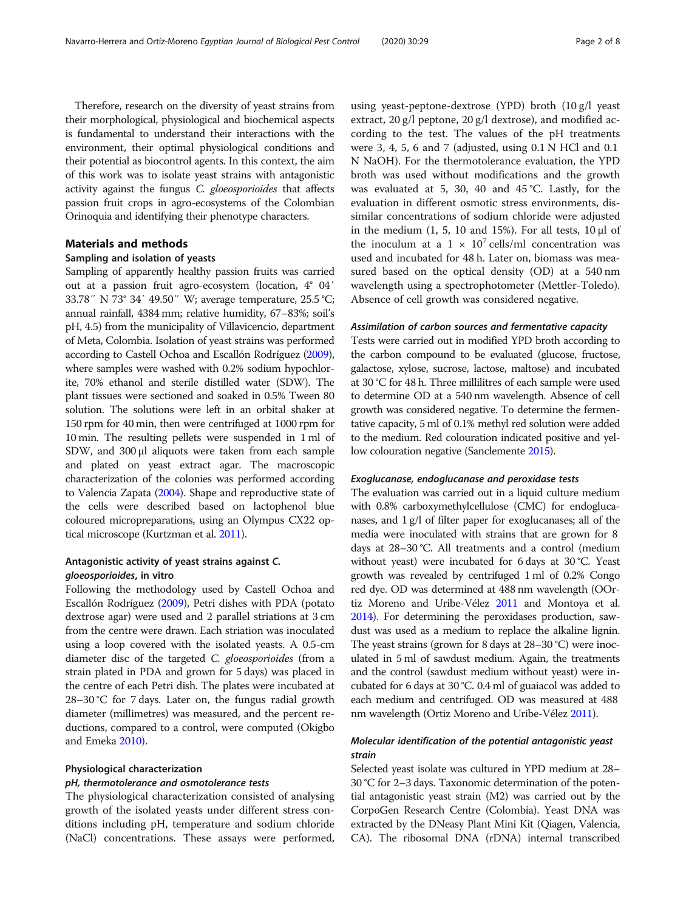Therefore, research on the diversity of yeast strains from their morphological, physiological and biochemical aspects is fundamental to understand their interactions with the environment, their optimal physiological conditions and their potential as biocontrol agents. In this context, the aim of this work was to isolate yeast strains with antagonistic activity against the fungus *C. gloeosporioides* that affects passion fruit crops in agro-ecosystems of the Colombian Orinoquia and identifying their phenotype characters.

## Materials and methods

### Sampling and isolation of yeasts

Sampling of apparently healthy passion fruits was carried out at a passion fruit agro-ecosystem (location, 4° 04′ 33.78″ N 73° 34′ 49.50″ W; average temperature, 25.5 °C; annual rainfall, 4384 mm; relative humidity, 67–83%; soil's pH, 4.5) from the municipality of Villavicencio, department of Meta, Colombia. Isolation of yeast strains was performed according to Castell Ochoa and Escallón Rodríguez (2009), where samples were washed with 0.2% sodium hypochlorite, 70% ethanol and sterile distilled water (SDW). The plant tissues were sectioned and soaked in 0.5% Tween 80 solution. The solutions were left in an orbital shaker at 150 rpm for 40 min, then were centrifuged at 1000 rpm for 10 min. The resulting pellets were suspended in 1 ml of SDW, and 300 μl aliquots were taken from each sample and plated on yeast extract agar. The macroscopic characterization of the colonies was performed according to Valencia Zapata (2004). Shape and reproductive state of the cells were described based on lactophenol blue coloured micropreparations, using an Olympus CX22 optical microscope (Kurtzman et al. 2011).

### Antagonistic activity of yeast strains against *C. gloeosporioides*, in vitro

Following the methodology used by Castell Ochoa and Escallón Rodríguez (2009), Petri dishes with PDA (potato dextrose agar) were used and 2 parallel striations at 3 cm from the centre were drawn. Each striation was inoculated using a loop covered with the isolated yeasts. A 0.5-cm diameter disc of the targeted *C. gloeosporioides* (from a strain plated in PDA and grown for 5 days) was placed in the centre of each Petri dish. The plates were incubated at 28–30 °C for 7 days. Later on, the fungus radial growth diameter (millimetres) was measured, and the percent reductions, compared to a control, were computed (Okigbo and Emeka 2010).

### Physiological characterization

#### *pH, thermotolerance and osmotolerance tests*

The physiological characterization consisted of analysing growth of the isolated yeasts under different stress conditions including pH, temperature and sodium chloride (NaCl) concentrations. These assays were performed, using yeast-peptone-dextrose (YPD) broth (10 g/l yeast extract, 20 g/l peptone, 20 g/l dextrose), and modified according to the test. The values of the pH treatments were 3, 4, 5, 6 and 7 (adjusted, using 0.1 N HCl and 0.1 N NaOH). For the thermotolerance evaluation, the YPD broth was used without modifications and the growth was evaluated at 5, 30, 40 and 45 °C. Lastly, for the evaluation in different osmotic stress environments, dissimilar concentrations of sodium chloride were adjusted in the medium (1, 5, 10 and 15%). For all tests, 10 μl of the inoculum at a $1 \times 10^7$ cells/ml concentration was used and incubated for 48 h. Later on, biomass was measured based on the optical density (OD) at a 540 nm wavelength using a spectrophotometer (Mettler-Toledo). Absence of cell growth was considered negative.

#### *Assimilation of carbon sources and fermentative capacity*

Tests were carried out in modified YPD broth according to the carbon compound to be evaluated (glucose, fructose, galactose, xylose, sucrose, lactose, maltose) and incubated at 30 °C for 48 h. Three millilitres of each sample were used to determine OD at a 540 nm wavelength. Absence of cell growth was considered negative. To determine the fermentative capacity, 5 ml of 0.1% methyl red solution were added to the medium. Red colouration indicated positive and yellow colouration negative (Sanclemente 2015).

#### *Exoglucanase, endoglucanase and peroxidase tests*

The evaluation was carried out in a liquid culture medium with 0.8% carboxymethylcellulose (CMC) for endoglucanases, and 1 g/l of filter paper for exoglucanases; all of the media were inoculated with strains that are grown for 8 days at 28–30 °C. All treatments and a control (medium without yeast) were incubated for 6 days at 30 °C. Yeast growth was revealed by centrifuged 1 ml of 0.2% Congo red dye. OD was determined at 488 nm wavelength (OOrtiz Moreno and Uribe-Vélez 2011 and Montoya et al. 2014). For determining the peroxidases production, sawdust was used as a medium to replace the alkaline lignin. The yeast strains (grown for 8 days at 28–30 °C) were inoculated in 5 ml of sawdust medium. Again, the treatments and the control (sawdust medium without yeast) were incubated for 6 days at 30 °C. 0.4 ml of guaiacol was added to each medium and centrifuged. OD was measured at 488 nm wavelength (Ortiz Moreno and Uribe-Vélez 2011).

### *Molecular identification of the potential antagonistic yeast strain*

Selected yeast isolate was cultured in YPD medium at 28–30 °C for 2–3 days. Taxonomic determination of the potential antagonistic yeast strain (M2) was carried out by the CorpoGen Research Centre (Colombia). Yeast DNA was extracted by the DNeasy Plant Mini Kit (Qiagen, Valencia, CA). The ribosomal DNA (rDNA) internal transcribed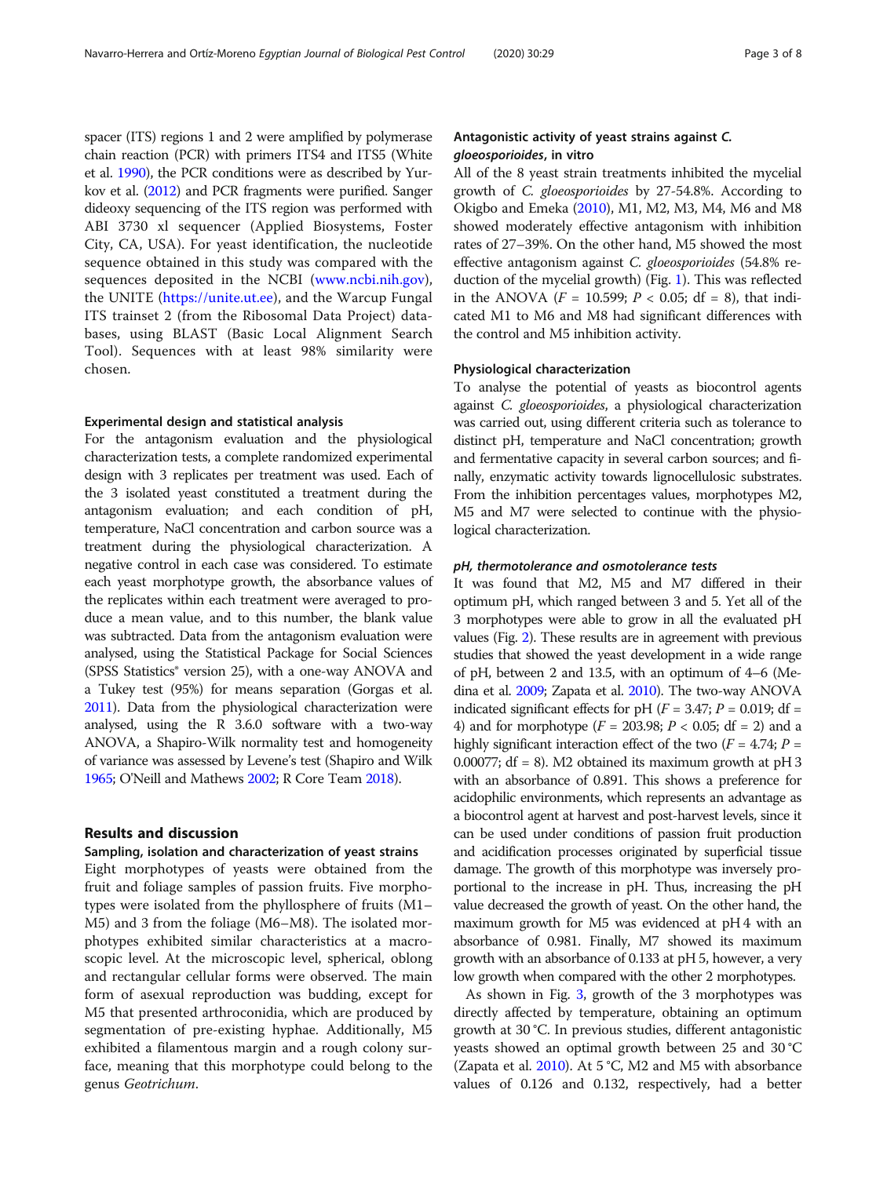spacer (ITS) regions 1 and 2 were amplified by polymerase chain reaction (PCR) with primers ITS4 and ITS5 (White et al. 1990), the PCR conditions were as described by Yurkov et al. (2012) and PCR fragments were purified. Sanger dideoxy sequencing of the ITS region was performed with ABI 3730 xl sequencer (Applied Biosystems, Foster City, CA, USA). For yeast identification, the nucleotide sequence obtained in this study was compared with the sequences deposited in the NCBI (www.ncbi.nih.gov), the UNITE (https://unite.ut.ee), and the Warcup Fungal ITS trainset 2 (from the Ribosomal Data Project) databases, using BLAST (Basic Local Alignment Search Tool). Sequences with at least 98% similarity were chosen.

#### Experimental design and statistical analysis

For the antagonism evaluation and the physiological characterization tests, a complete randomized experimental design with 3 replicates per treatment was used. Each of the 3 isolated yeast constituted a treatment during the antagonism evaluation; and each condition of pH, temperature, NaCl concentration and carbon source was a treatment during the physiological characterization. A negative control in each case was considered. To estimate each yeast morphotype growth, the absorbance values of the replicates within each treatment were averaged to produce a mean value, and to this number, the blank value was subtracted. Data from the antagonism evaluation were analysed, using the Statistical Package for Social Sciences (SPSS Statistics® version 25), with a one-way ANOVA and a Tukey test (95%) for means separation (Gorgas et al. 2011). Data from the physiological characterization were analysed, using the R 3.6.0 software with a two-way ANOVA, a Shapiro-Wilk normality test and homogeneity of variance was assessed by Levene's test (Shapiro and Wilk 1965; O'Neill and Mathews 2002; R Core Team 2018).

## Results and discussion

#### Sampling, isolation and characterization of yeast strains

Eight morphotypes of yeasts were obtained from the fruit and foliage samples of passion fruits. Five morphotypes were isolated from the phyllosphere of fruits (M1–M5) and 3 from the foliage (M6–M8). The isolated morphotypes exhibited similar characteristics at a macroscopic level. At the microscopic level, spherical, oblong and rectangular cellular forms were observed. The main form of asexual reproduction was budding, except for M5 that presented arthroconidia, which are produced by segmentation of pre-existing hyphae. Additionally, M5 exhibited a filamentous margin and a rough colony surface, meaning that this morphotype could belong to the genus *Geotrichum*.

#### Antagonistic activity of yeast strains against *C. gloeosporioides*, in vitro

All of the 8 yeast strain treatments inhibited the mycelial growth of *C. gloeosporioides* by 27-54.8%. According to Okigbo and Emeka (2010), M1, M2, M3, M4, M6 and M8 showed moderately effective antagonism with inhibition rates of 27–39%. On the other hand, M5 showed the most effective antagonism against *C. gloeosporioides* (54.8% reduction of the mycelial growth) (Fig. 1). This was reflected in the ANOVA ($F$ = 10.599; $P$ < 0.05; df = 8), that indicated M1 to M6 and M8 had significant differences with the control and M5 inhibition activity.

#### Physiological characterization

To analyse the potential of yeasts as biocontrol agents against *C. gloeosporioides*, a physiological characterization was carried out, using different criteria such as tolerance to distinct pH, temperature and NaCl concentration; growth and fermentative capacity in several carbon sources; and finally, enzymatic activity towards lignocellulosic substrates. From the inhibition percentages values, morphotypes M2, M5 and M7 were selected to continue with the physiological characterization.

##### *pH, thermotolerance and osmotolerance tests*

It was found that M2, M5 and M7 differed in their optimum pH, which ranged between 3 and 5. Yet all of the 3 morphotypes were able to grow in all the evaluated pH values (Fig. 2). These results are in agreement with previous studies that showed the yeast development in a wide range of pH, between 2 and 13.5, with an optimum of 4–6 (Medina et al. 2009; Zapata et al. 2010). The two-way ANOVA indicated significant effects for pH ($F$ = 3.47; $P$ = 0.019; df = 4) and for morphotype ($F$ = 203.98; $P$ < 0.05; df = 2) and a highly significant interaction effect of the two ($F$ = 4.74; $P$ = 0.00077; df = 8). M2 obtained its maximum growth at pH 3 with an absorbance of 0.891. This shows a preference for acidophilic environments, which represents an advantage as a biocontrol agent at harvest and post-harvest levels, since it can be used under conditions of passion fruit production and acidification processes originated by superficial tissue damage. The growth of this morphotype was inversely proportional to the increase in pH. Thus, increasing the pH value decreased the growth of yeast. On the other hand, the maximum growth for M5 was evidenced at pH 4 with an absorbance of 0.981. Finally, M7 showed its maximum growth with an absorbance of 0.133 at pH 5, however, a very low growth when compared with the other 2 morphotypes.

As shown in Fig. 3, growth of the 3 morphotypes was directly affected by temperature, obtaining an optimum growth at 30 °C. In previous studies, different antagonistic yeasts showed an optimal growth between 25 and 30 °C (Zapata et al. 2010). At 5 °C, M2 and M5 with absorbance values of 0.126 and 0.132, respectively, had a better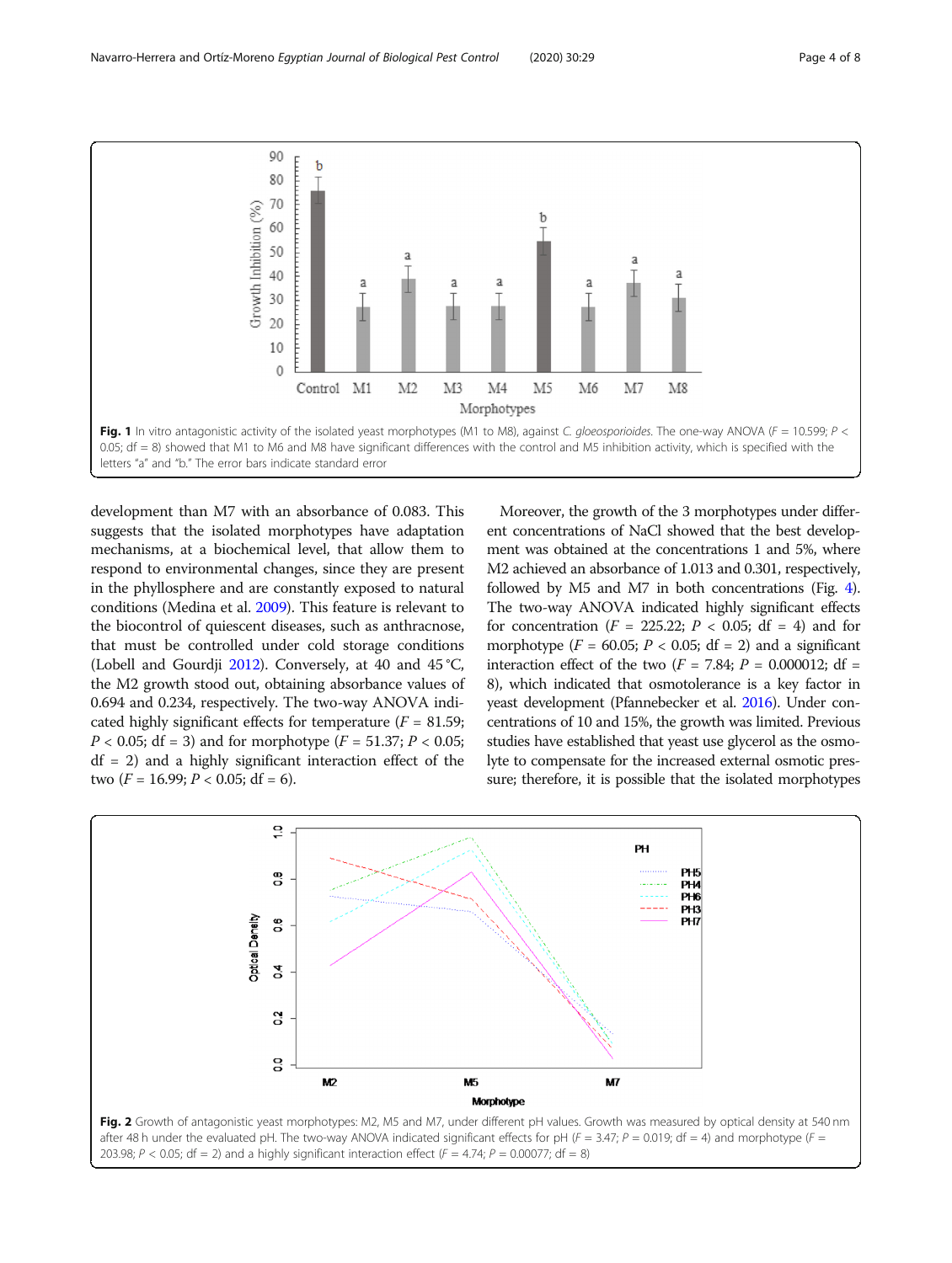Fig. 1 In vitro antagonistic activity of the isolated yeast morphotypes (M1 to M8), against *C. gloeosporioides*. The one-way ANOVA ($F = 10.599$; $P < 0.05$; df = 8) showed that M1 to M6 and M8 have significant differences with the control and M5 inhibition activity, which is specified with the letters "a" and "b." The error bars indicate standard error

development than M7 with an absorbance of 0.083. This suggests that the isolated morphotypes have adaptation mechanisms, at a biochemical level, that allow them to respond to environmental changes, since they are present in the phyllosphere and are constantly exposed to natural conditions (Medina et al. 2009). This feature is relevant to the biocontrol of quiescent diseases, such as anthracnose, that must be controlled under cold storage conditions (Lobell and Gourdji 2012). Conversely, at 40 and 45 °C, the M2 growth stood out, obtaining absorbance values of 0.694 and 0.234, respectively. The two-way ANOVA indicated highly significant effects for temperature ($F = 81.59$; $P < 0.05$; df = 3) and for morphotype ($F = 51.37$; $P < 0.05$; df = 2) and a highly significant interaction effect of the two ($F = 16.99$; $P < 0.05$; df = 6).

Moreover, the growth of the 3 morphotypes under different concentrations of NaCl showed that the best development was obtained at the concentrations 1 and 5%, where M2 achieved an absorbance of 1.013 and 0.301, respectively, followed by M5 and M7 in both concentrations (Fig. 4). The two-way ANOVA indicated highly significant effects for concentration ($F = 225.22$; $P < 0.05$; df = 4) and for morphotype ($F = 60.05$; $P < 0.05$; df = 2) and a significant interaction effect of the two ($F = 7.84$; $P = 0.000012$; df = 8), which indicated that osmotolerance is a key factor in yeast development (Pfannebecker et al. 2016). Under concentrations of 10 and 15%, the growth was limited. Previous studies have established that yeast use glycerol as the osmolyte to compensate for the increased external osmotic pressure; therefore, it is possible that the isolated morphotypes

Fig. 2 Growth of antagonistic yeast morphotypes: M2, M5 and M7, under different pH values. Growth was measured by optical density at 540 nm after 48 h under the evaluated pH. The two-way ANOVA indicated significant effects for pH ($F = 3.47$; $P = 0.019$; df = 4) and morphotype ($F = 203.98$; $P < 0.05$; df = 2) and a highly significant interaction effect ($F = 4.74$; $P = 0.00077$; df = 8)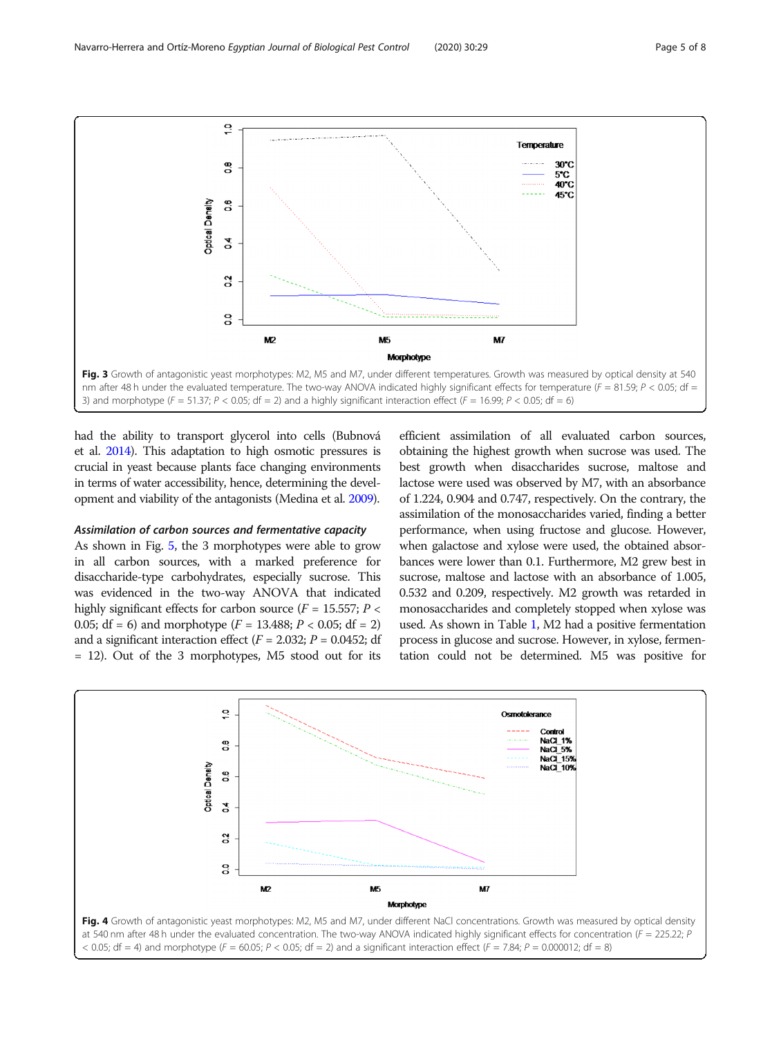Fig. 3 Growth of antagonistic yeast morphotypes: M2, M5 and M7, under different temperatures. Growth was measured by optical density at 540 nm after 48 h under the evaluated temperature. The two-way ANOVA indicated highly significant effects for temperature ($F = 81.59$; $P < 0.05$; df = 3) and morphotype ($F = 51.37$; $P < 0.05$; df = 2) and a highly significant interaction effect ($F = 16.99$; $P < 0.05$; df = 6)

had the ability to transport glycerol into cells (Bubnová et al. 2014). This adaptation to high osmotic pressures is crucial in yeast because plants face changing environments in terms of water accessibility, hence, determining the development and viability of the antagonists (Medina et al. 2009).

#### Assimilation of carbon sources and fermentative capacity

As shown in Fig. 5, the 3 morphotypes were able to grow in all carbon sources, with a marked preference for disaccharide-type carbohydrates, especially sucrose. This was evidenced in the two-way ANOVA that indicated highly significant effects for carbon source ($F = 15.557$; $P < 0.05$; df = 6) and morphotype ($F = 13.488$; $P < 0.05$; df = 2) and a significant interaction effect ($F = 2.032$; $P = 0.0452$; df = 12). Out of the 3 morphotypes, M5 stood out for its efficient assimilation of all evaluated carbon sources, obtaining the highest growth when sucrose was used. The best growth when disaccharides sucrose, maltose and lactose were used was observed by M7, with an absorbance of 1.224, 0.904 and 0.747, respectively. On the contrary, the assimilation of the monosaccharides varied, finding a better performance, when using fructose and glucose. However, when galactose and xylose were used, the obtained absorbances were lower than 0.1. Furthermore, M2 grew best in sucrose, maltose and lactose with an absorbance of 1.005, 0.532 and 0.209, respectively. M2 growth was retarded in monosaccharides and completely stopped when xylose was used. As shown in Table 1, M2 had a positive fermentation process in glucose and sucrose. However, in xylose, fermentation could not be determined. M5 was positive for

Fig. 4 Growth of antagonistic yeast morphotypes: M2, M5 and M7, under different NaCl concentrations. Growth was measured by optical density at 540 nm after 48 h under the evaluated concentration. The two-way ANOVA indicated highly significant effects for concentration ($F = 225.22$; $P < 0.05$; df = 4) and morphotype ($F = 60.05$; $P < 0.05$; df = 2) and a significant interaction effect ($F = 7.84$; $P = 0.000012$; df = 8)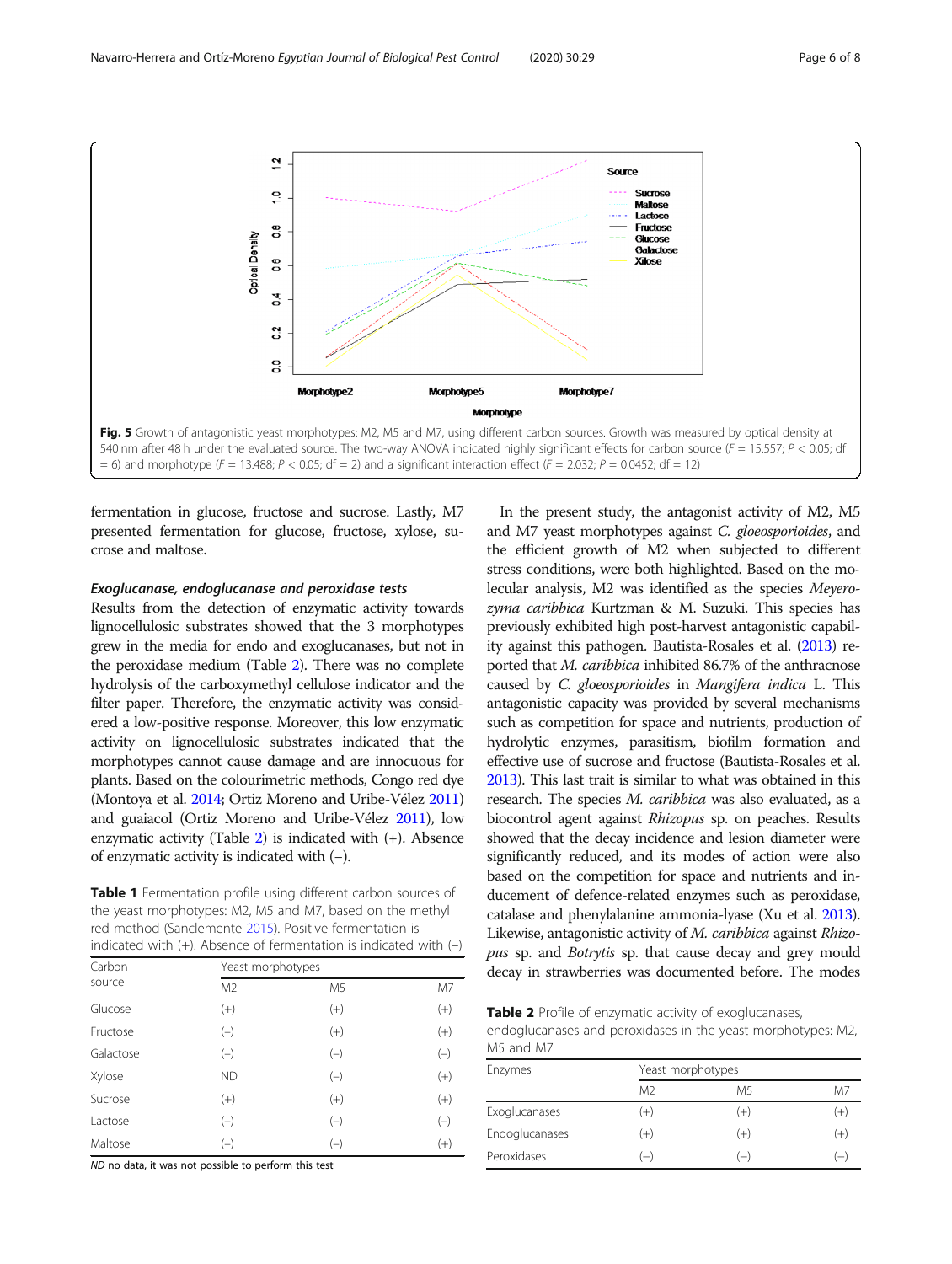**Fig. 5** Growth of antagonistic yeast morphotypes: M2, M5 and M7, using different carbon sources. Growth was measured by optical density at 540 nm after 48 h under the evaluated source. The two-way ANOVA indicated highly significant effects for carbon source ($F = 15.557$; $P < 0.05$; df = 6) and morphotype ($F = 13.488$; $P < 0.05$; df = 2) and a significant interaction effect ($F = 2.032$; $P = 0.0452$; df = 12)

fermentation in glucose, fructose and sucrose. Lastly, M7 presented fermentation for glucose, fructose, xylose, sucrose and maltose.

**Table 1** Fermentation profile using different carbon sources of the yeast morphotypes: M2, M5 and M7, based on the methyl red method (Sanclemente 2015). Positive fermentation is indicated with (+). Absence of fermentation is indicated with (–)

| Carbon source | Yeast morphotypes | | |
|---|---|---|---|
| | M2 | M5 | M7 |
| Glucose | (+) | (+) | (+) |
| Fructose | (–) | (+) | (+) |
| Galactose | (–) | (–) | (–) |
| Xylose | ND | (–) | (+) |
| Sucrose | (+) | (+) | (+) |
| Lactose | (–) | (–) | (–) |
| Maltose | (–) | (–) | (+) |

*ND* no data, it was not possible to perform this test

### *Exoglucanase, endoglucanase and peroxidase tests*

Results from the detection of enzymatic activity towards lignocellulosic substrates showed that the 3 morphotypes grew in the media for endo and exoglucanases, but not in the peroxidase medium (Table 2). There was no complete hydrolysis of the carboxymethyl cellulose indicator and the filter paper. Therefore, the enzymatic activity was considered a low-positive response. Moreover, this low enzymatic activity on lignocellulosic substrates indicated that the morphotypes cannot cause damage and are innocuous for plants. Based on the colourimetric methods, Congo red dye (Montoya et al. 2014; Ortiz Moreno and Uribe-Vélez 2011) and guaiacol (Ortiz Moreno and Uribe-Vélez 2011), low enzymatic activity (Table 2) is indicated with (+). Absence of enzymatic activity is indicated with (−).

In the present study, the antagonist activity of M2, M5 and M7 yeast morphotypes against *C. gloeosporioides*, and the efficient growth of M2 when subjected to different stress conditions, were both highlighted. Based on the molecular analysis, M2 was identified as the species *Meyerozyma caribbica* Kurtzman & M. Suzuki. This species has previously exhibited high post-harvest antagonistic capability against this pathogen. Bautista-Rosales et al. (2013) reported that *M. caribbica* inhibited 86.7% of the anthracnose caused by *C. gloeosporioides* in *Mangifera indica* L. This antagonistic capacity was provided by several mechanisms such as competition for space and nutrients, production of hydrolytic enzymes, parasitism, biofilm formation and effective use of sucrose and fructose (Bautista-Rosales et al. 2013). This last trait is similar to what was obtained in this research. The species *M. caribbica* was also evaluated, as a biocontrol agent against *Rhizopus* sp. on peaches. Results showed that the decay incidence and lesion diameter were significantly reduced, and its modes of action were also based on the competition for space and nutrients and inducement of defence-related enzymes such as peroxidase, catalase and phenylalanine ammonia-lyase (Xu et al. 2013). Likewise, antagonistic activity of *M. caribbica* against *Rhizopus* sp. and *Botrytis* sp. that cause decay and grey mould decay in strawberries was documented before. The modes

**Table 2** Profile of enzymatic activity of exoglucanases, endoglucanases and peroxidases in the yeast morphotypes: M2, M5 and M7

| Enzymes | Yeast morphotypes | | |
|---|---|---|---|
| | M2 | M5 | M7 |
| Exoglucanases | (+) | (+) | (+) |
| Endoglucanases | (+) | (+) | (+) |
| Peroxidases | (–) | (–) | (–) |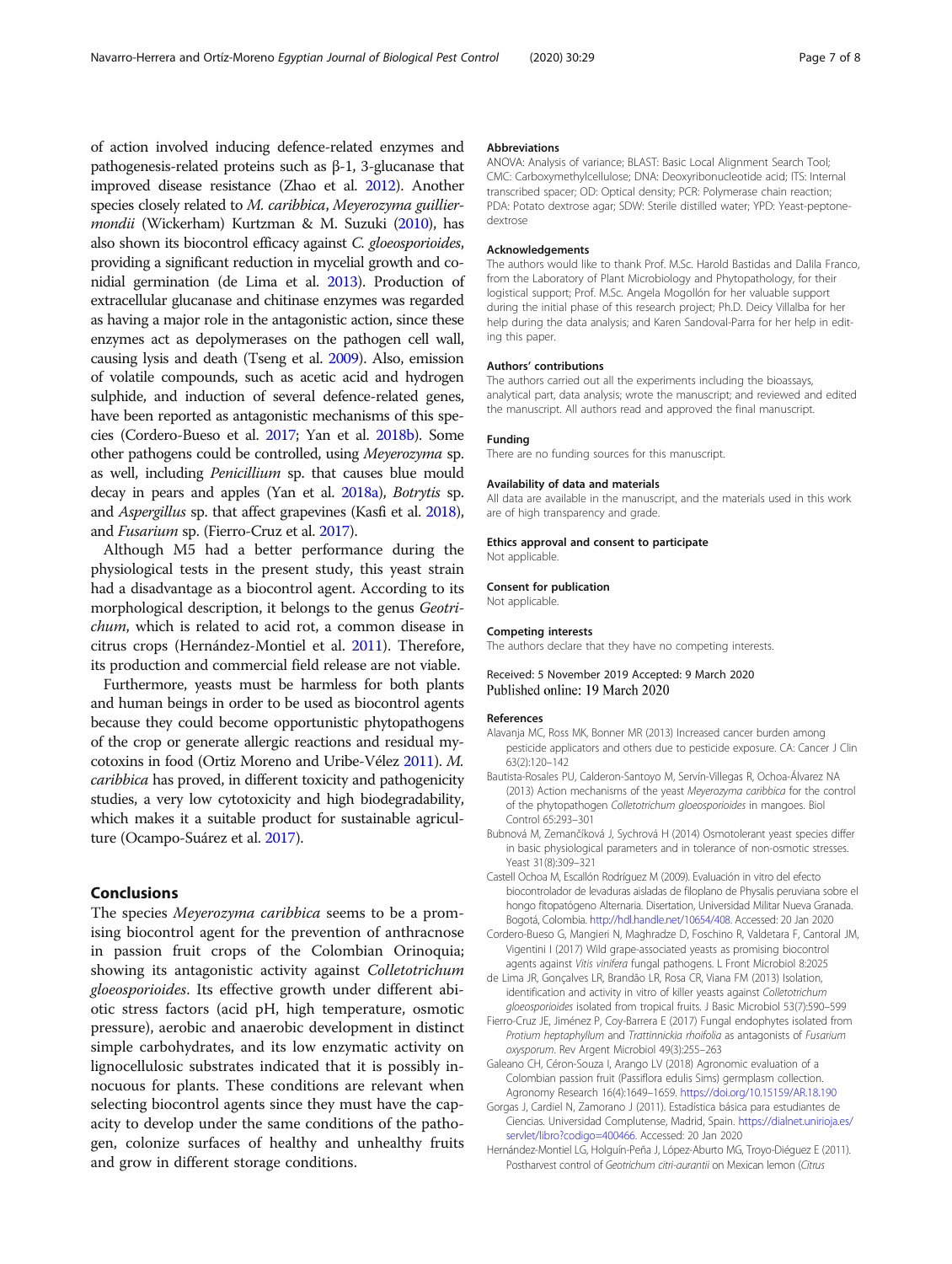of action involved inducing defence-related enzymes and pathogenesis-related proteins such as β-1, 3-glucanase that improved disease resistance (Zhao et al. 2012). Another species closely related to *M. caribbica*, *Meyerozyma guilliermondii* (Wickerham) Kurtzman & M. Suzuki (2010), has also shown its biocontrol efficacy against *C. gloeosporioides*, providing a significant reduction in mycelial growth and conidial germination (de Lima et al. 2013). Production of extracellular glucanase and chitinase enzymes was regarded as having a major role in the antagonistic action, since these enzymes act as depolymerases on the pathogen cell wall, causing lysis and death (Tseng et al. 2009). Also, emission of volatile compounds, such as acetic acid and hydrogen sulphide, and induction of several defence-related genes, have been reported as antagonistic mechanisms of this species (Cordero-Bueso et al. 2017; Yan et al. 2018b). Some other pathogens could be controlled, using *Meyerozyma* sp. as well, including *Penicillium* sp. that causes blue mould decay in pears and apples (Yan et al. 2018a), *Botrytis* sp. and *Aspergillus* sp. that affect grapevines (Kasfi et al. 2018), and *Fusarium* sp. (Fierro-Cruz et al. 2017).

Although M5 had a better performance during the physiological tests in the present study, this yeast strain had a disadvantage as a biocontrol agent. According to its morphological description, it belongs to the genus *Geotrichum*, which is related to acid rot, a common disease in citrus crops (Hernández-Montiel et al. 2011). Therefore, its production and commercial field release are not viable.

Furthermore, yeasts must be harmless for both plants and human beings in order to be used as biocontrol agents because they could become opportunistic phytopathogens of the crop or generate allergic reactions and residual mycotoxins in food (Ortiz Moreno and Uribe-Vélez 2011). *M. caribbica* has proved, in different toxicity and pathogenicity studies, a very low cytotoxicity and high biodegradability, which makes it a suitable product for sustainable agriculture (Ocampo-Suárez et al. 2017).

## Conclusions

The species *Meyerozyma caribbica* seems to be a promising biocontrol agent for the prevention of anthracnose in passion fruit crops of the Colombian Orinoquia; showing its antagonistic activity against *Colletotrichum gloeosporioides*. Its effective growth under different abiotic stress factors (acid pH, high temperature, osmotic pressure), aerobic and anaerobic development in distinct simple carbohydrates, and its low enzymatic activity on lignocellulosic substrates indicated that it is possibly innocuous for plants. These conditions are relevant when selecting biocontrol agents since they must have the capacity to develop under the same conditions of the pathogen, colonize surfaces of healthy and unhealthy fruits and grow in different storage conditions.

### Abbreviations

ANOVA: Analysis of variance; BLAST: Basic Local Alignment Search Tool; CMC: Carboxymethylcellulose; DNA: Deoxyribonucleotide acid; ITS: Internal transcribed spacer; OD: Optical density; PCR: Polymerase chain reaction; PDA: Potato dextrose agar; SDW: Sterile distilled water; YPD: Yeast-peptone-dextrose

### Acknowledgements

The authors would like to thank Prof. M.Sc. Harold Bastidas and Dalila Franco, from the Laboratory of Plant Microbiology and Phytopathology, for their logistical support; Prof. M.Sc. Angela Mogollón for her valuable support during the initial phase of this research project; Ph.D. Deicy Villalba for her help during the data analysis; and Karen Sandoval-Parra for her help in editing this paper.

### Authors' contributions

The authors carried out all the experiments including the bioassays, analytical part, data analysis; wrote the manuscript; and reviewed and edited the manuscript. All authors read and approved the final manuscript.

### Funding

There are no funding sources for this manuscript.

### Availability of data and materials

All data are available in the manuscript, and the materials used in this work are of high transparency and grade.

### Ethics approval and consent to participate

Not applicable.

### Consent for publication

Not applicable.

### Competing interests

The authors declare that they have no competing interests.

Received: 5 November 2019 Accepted: 9 March 2020
Published online: 19 March 2020

### References

Alavanja MC, Ross MK, Bonner MR (2013) Increased cancer burden among pesticide applicators and others due to pesticide exposure. CA: Cancer J Clin 63(2):120–142

Bautista-Rosales PU, Calderon-Santoyo M, Servín-Villegas R, Ochoa-Álvarez NA (2013) Action mechanisms of the yeast *Meyerozyma caribbica* for the control of the phytopathogen *Colletotrichum gloeosporioides* in mangoes. Biol Control 65:293–301

Bubnová M, Zemančíková J, Sychrová H (2014) Osmotolerant yeast species differ in basic physiological parameters and in tolerance of non-osmotic stresses. Yeast 31(8):309–321

Castell Ochoa M, Escallón Rodríguez M (2009). Evaluación in vitro del efecto biocontrolador de levaduras aisladas de filoplano de Physalis peruviana sobre el hongo fitopatógeno Alternaria. Disertation, Universidad Militar Nueva Granada. Bogotá, Colombia. http://hdl.handle.net/10654/408. Accessed: 20 Jan 2020

Cordero-Bueso G, Mangieri N, Maghradze D, Foschino R, Valdetara F, Cantoral JM, Vigentini I (2017) Wild grape-associated yeasts as promising biocontrol agents against *Vitis vinifera* fungal pathogens. L Front Microbiol 8:2025

de Lima JR, Gonçalves LR, Brandão LR, Rosa CR, Viana FM (2013) Isolation, identification and activity in vitro of killer yeasts against *Colletotrichum gloeosporioides* isolated from tropical fruits. J Basic Microbiol 53(7):590–599

Fierro-Cruz JE, Jiménez P, Coy-Barrera E (2017) Fungal endophytes isolated from *Protium heptaphyllum* and *Trattinnickia rhoifolia* as antagonists of *Fusarium oxysporum*. Rev Argent Microbiol 49(3):255–263

Galeano CH, Céron-Souza I, Arango LV (2018) Agronomic evaluation of a Colombian passion fruit (Passiflora edulis Sims) germplasm collection. Agronomy Research 16(4):1649–1659. https://doi.org/10.15159/AR.18.190

Gorgas J, Cardiel N, Zamorano J (2011). Estadística básica para estudiantes de Ciencias. Universidad Complutense, Madrid, Spain. https://dialnet.unirioja.es/servlet/libro?codigo=400466. Accessed: 20 Jan 2020

Hernández-Montiel LG, Holguín-Peña J, López-Aburto MG, Troyo-Diéguez E (2011). Postharvest control of *Geotrichum citri-aurantii* on Mexican lemon (*Citrus*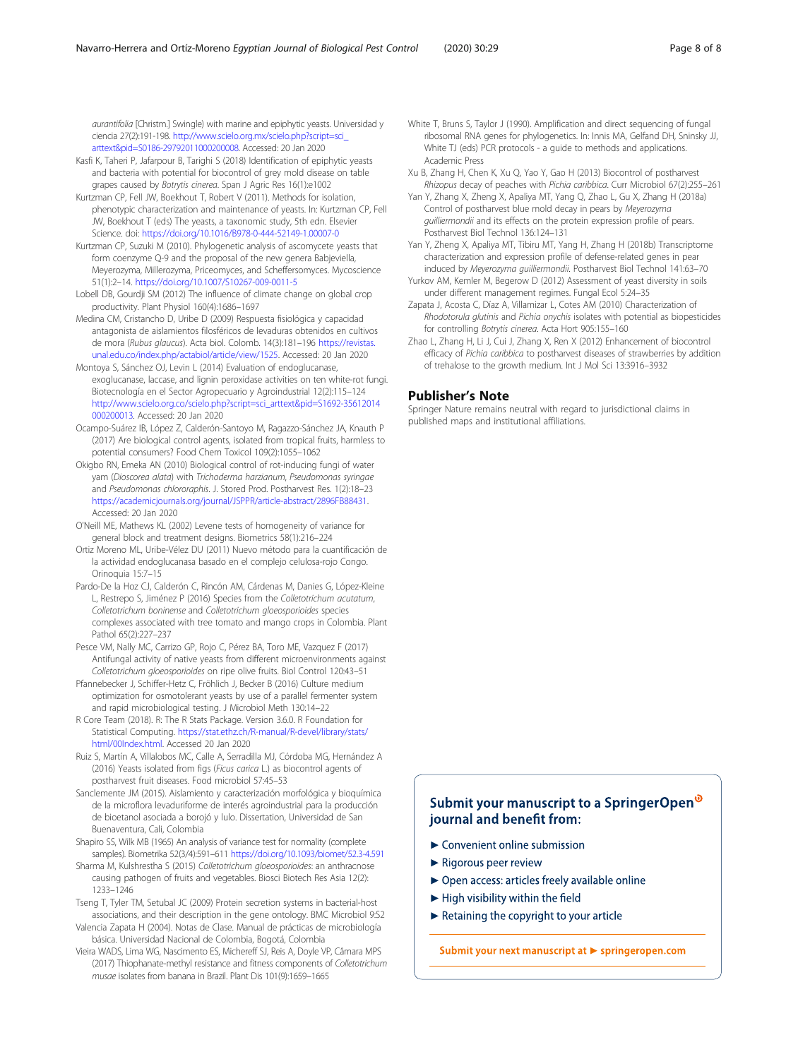aurantifolia [Christm.] Swingle) with marine and epiphytic yeasts. Universidad y ciencia 27(2):191-198. http://www.scielo.org.mx/scielo.php?script=sci_arttext&pid=S0186-29792011000200008. Accessed: 20 Jan 2020

Kasfi K, Taheri P, Jafarpour B, Tarighi S (2018) Identification of epiphytic yeasts and bacteria with potential for biocontrol of grey mold disease on table grapes caused by *Botrytis cinerea*. Span J Agric Res 16(1):e1002

Kurtzman CP, Fell JW, Boekhout T, Robert V (2011). Methods for isolation, phenotypic characterization and maintenance of yeasts. In: Kurtzman CP, Fell JW, Boekhout T (eds) The yeasts, a taxonomic study, 5th edn. Elsevier Science. doi: https://doi.org/10.1016/B978-0-444-52149-1.00007-0

Kurtzman CP, Suzuki M (2010). Phylogenetic analysis of ascomycete yeasts that form coenzyme Q-9 and the proposal of the new genera Babjeviella, Meyerozyma, Millerozyma, Priceomyces, and Scheffersomyces. Mycoscience 51(1):2–14. https://doi.org/10.1007/S10267-009-0011-5

Lobell DB, Gourdji SM (2012) The influence of climate change on global crop productivity. Plant Physiol 160(4):1686–1697

Medina CM, Cristancho D, Uribe D (2009) Respuesta fisiológica y capacidad antagonista de aislamientos filosféricos de levaduras obtenidos en cultivos de mora (*Rubus glaucus*). Acta biol. Colomb. 14(3):181–196 https://revistas.unal.edu.co/index.php/actabiol/article/view/1525. Accessed: 20 Jan 2020

Montoya S, Sánchez OJ, Levin L (2014) Evaluation of endoglucanase, exoglucanase, laccase, and lignin peroxidase activities on ten white-rot fungi. Biotecnología en el Sector Agropecuario y Agroindustrial 12(2):115–124 http://www.scielo.org.co/scielo.php?script=sci_arttext&pid=S1692-35612014000200013. Accessed: 20 Jan 2020

Ocampo-Suárez IB, López Z, Calderón-Santoyo M, Ragazzo-Sánchez JA, Knauth P (2017) Are biological control agents, isolated from tropical fruits, harmless to potential consumers? Food Chem Toxicol 109(2):1055–1062

Okigbo RN, Emeka AN (2010) Biological control of rot-inducing fungi of water yam (*Dioscorea alata*) with *Trichoderma harzianum*, *Pseudomonas syringae* and *Pseudomonas chlororaphis*. J. Stored Prod. Postharvest Res. 1(2):18–23 https://academicjournals.org/journal/JSPPR/article-abstract/2896FB88431. Accessed: 20 Jan 2020

O'Neill ME, Mathews KL (2002) Levene tests of homogeneity of variance for general block and treatment designs. Biometrics 58(1):216–224

Ortiz Moreno ML, Uribe-Vélez DU (2011) Nuevo método para la cuantificación de la actividad endoglucanasa basado en el complejo celulosa-rojo Congo. Orinoquia 15:7–15

Pardo-De la Hoz CJ, Calderón C, Rincón AM, Cárdenas M, Danies G, López-Kleine L, Restrepo S, Jiménez P (2016) Species from the *Colletotrichum acutatum*, *Colletotrichum boninense* and *Colletotrichum gloeosporioides* species complexes associated with tree tomato and mango crops in Colombia. Plant Pathol 65(2):227–237

Pesce VM, Nally MC, Carrizo GP, Rojo C, Pérez BA, Toro ME, Vazquez F (2017) Antifungal activity of native yeasts from different microenvironments against *Colletotrichum gloeosporioides* on ripe olive fruits. Biol Control 120:43–51

Pfannebecker J, Schiffer-Hetz C, Fröhlich J, Becker B (2016) Culture medium optimization for osmotolerant yeasts by use of a parallel fermenter system and rapid microbiological testing. J Microbiol Meth 130:14–22

R Core Team (2018). R: The R Stats Package. Version 3.6.0. R Foundation for Statistical Computing. https://stat.ethz.ch/R-manual/R-devel/library/stats/html/00Index.html. Accessed 20 Jan 2020

Ruiz S, Martín A, Villalobos MC, Calle A, Serradilla MJ, Córdoba MG, Hernández A (2016) Yeasts isolated from figs (*Ficus carica* L.) as biocontrol agents of postharvest fruit diseases. Food microbiol 57:45–53

Sanclemente JM (2015). Aislamiento y caracterización morfológica y bioquímica de la microflora levaduriforme de interés agroindustrial para la producción de bioetanol asociada a borojó y lulo. Dissertation, Universidad de San Buenaventura, Cali, Colombia

Shapiro SS, Wilk MB (1965) An analysis of variance test for normality (complete samples). Biometrika 52(3/4):591–611 https://doi.org/10.1093/biomet/52.3-4.591

Sharma M, Kulshrestha S (2015) *Colletotrichum gloeosporioides*: an anthracnose causing pathogen of fruits and vegetables. Biosci Biotech Res Asia 12(2): 1233–1246

Tseng T, Tyler TM, Setubal JC (2009) Protein secretion systems in bacterial-host associations, and their description in the gene ontology. BMC Microbiol 9:S2

Valencia Zapata H (2004). Notas de Clase. Manual de prácticas de microbiología básica. Universidad Nacional de Colombia, Bogotá, Colombia

Vieira WADS, Lima WG, Nascimento ES, Michereff SJ, Reis A, Doyle VP, Câmara MPS (2017) Thiophanate-methyl resistance and fitness components of *Colletotrichum musae* isolates from banana in Brazil. Plant Dis 101(9):1659–1665

White T, Bruns S, Taylor J (1990). Amplification and direct sequencing of fungal ribosomal RNA genes for phylogenetics. In: Innis MA, Gelfand DH, Sninsky JJ, White TJ (eds) PCR protocols - a guide to methods and applications. Academic Press

Xu B, Zhang H, Chen K, Xu Q, Yao Y, Gao H (2013) Biocontrol of postharvest *Rhizopus* decay of peaches with *Pichia caribbica*. Curr Microbiol 67(2):255–261

Yan Y, Zhang X, Zheng X, Apaliya MT, Yang Q, Zhao L, Gu X, Zhang H (2018a) Control of postharvest blue mold decay in pears by *Meyerozyma guilliermondii* and its effects on the protein expression profile of pears. Postharvest Biol Technol 136:124–131

Yan Y, Zheng X, Apaliya MT, Tibiru MT, Yang H, Zhang H (2018b) Transcriptome characterization and expression profile of defense-related genes in pear induced by *Meyerozyma guilliermondii*. Postharvest Biol Technol 141:63–70

Yurkov AM, Kemler M, Begerow D (2012) Assessment of yeast diversity in soils under different management regimes. Fungal Ecol 5:24–35

Zapata J, Acosta C, Díaz A, Villamizar L, Cotes AM (2010) Characterization of *Rhodotorula glutinis* and *Pichia onychis* isolates with potential as biopesticides for controlling *Botrytis cinerea*. Acta Hort 905:155–160

Zhao L, Zhang H, Li J, Cui J, Zhang X, Ren X (2012) Enhancement of biocontrol efficacy of *Pichia caribbica* to postharvest diseases of strawberries by addition of trehalose to the growth medium. Int J Mol Sci 13:3916–3932

## Publisher's Note

Springer Nature remains neutral with regard to jurisdictional claims in published maps and institutional affiliations.

**Submit your manuscript to a SpringerOpen journal and benefit from:**

- Convenient online submission
- Rigorous peer review
- Open access: articles freely available online
- High visibility within the field
- Retaining the copyright to your article

**Submit your next manuscript at ▶ springeropen.com**